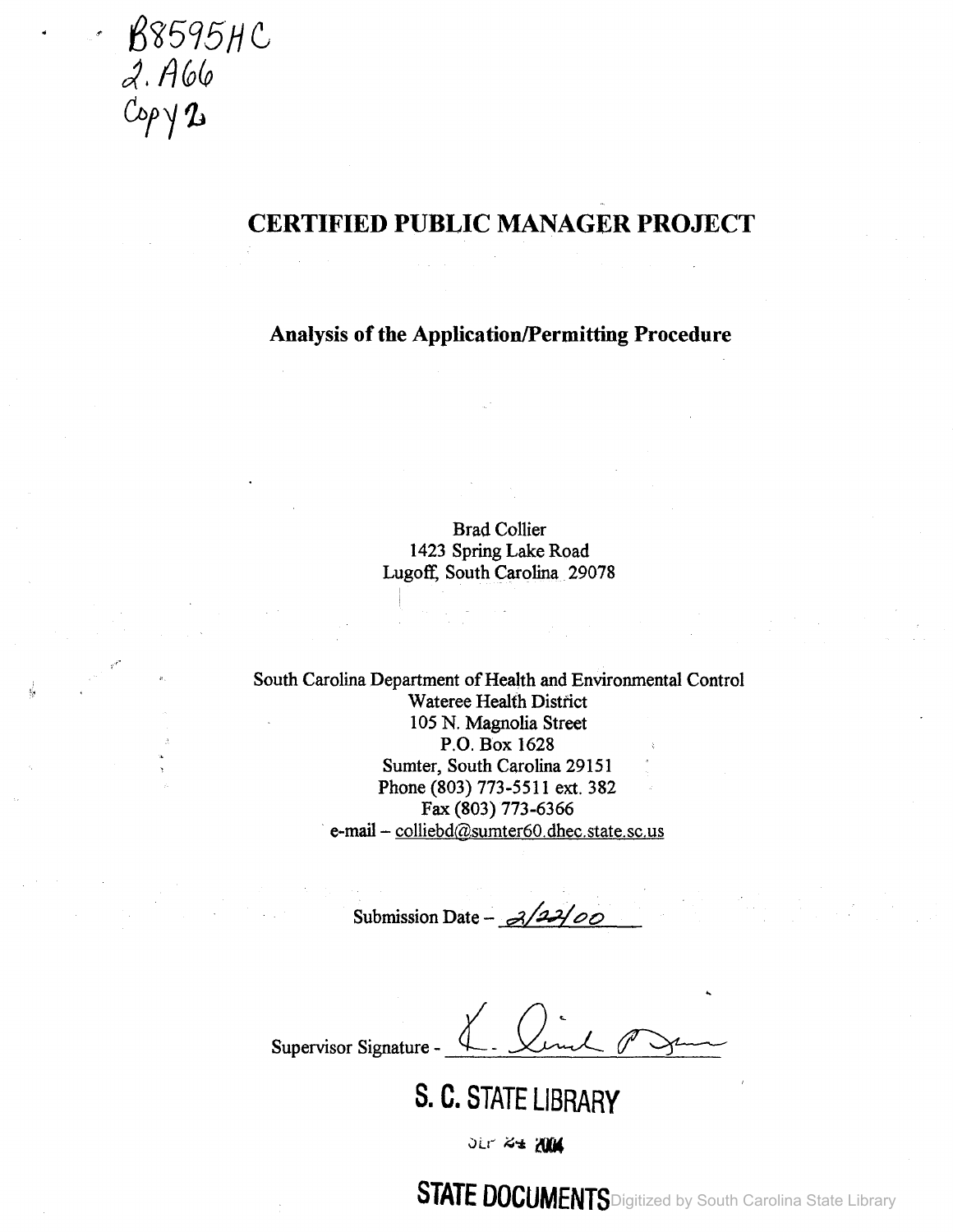B8595HC
2.A66
Copy 2

# CERTIFIED PUBLIC MANAGER PROJECT

## Analysis of the Application/Permitting Procedure

Brad Collier
1423 Spring Lake Road
Lugoff, South Carolina 29078

South Carolina Department of Health and Environmental Control
Wateree Health District
105 N. Magnolia Street
P.O. Box 1628
Sumter, South Carolina 29151
Phone (803) 773-5511 ext. 382
Fax (803) 773-6366
e-mail – colliebd@sumter60.dhec.state.sc.us

Submission Date – 2/22/00

Supervisor Signature -

S. C. STATE LIBRARY

OCT 24 2004

STATE DOCUMENTS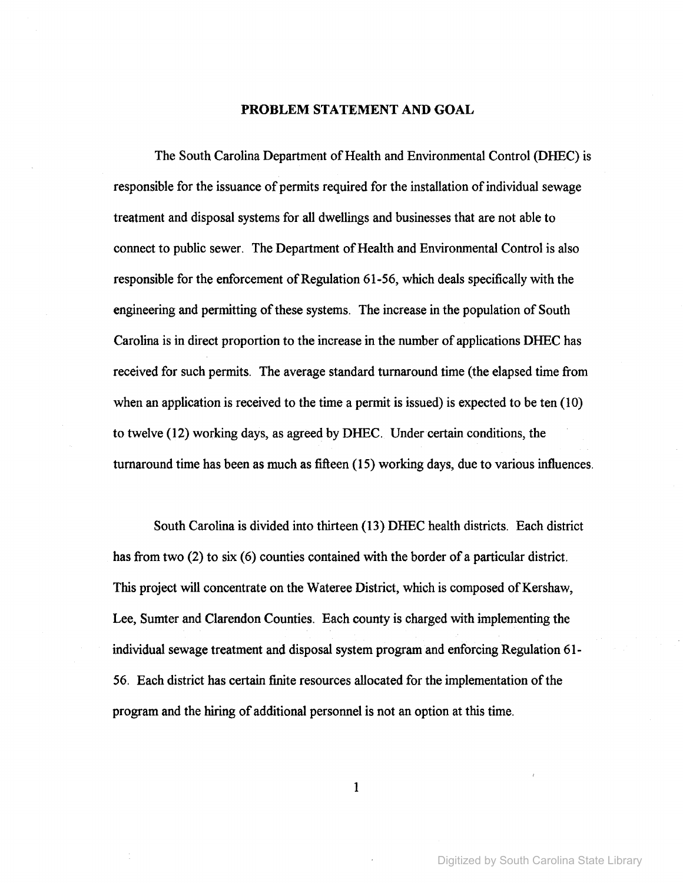## PROBLEM STATEMENT AND GOAL

The South Carolina Department of Health and Environmental Control (DHEC) is responsible for the issuance of permits required for the installation of individual sewage treatment and disposal systems for all dwellings and businesses that are not able to connect to public sewer. The Department of Health and Environmental Control is also responsible for the enforcement of Regulation 61-56, which deals specifically with the engineering and permitting of these systems. The increase in the population of South Carolina is in direct proportion to the increase in the number of applications DHEC has received for such permits. The average standard turnaround time (the elapsed time from when an application is received to the time a permit is issued) is expected to be ten (10) to twelve (12) working days, as agreed by DHEC. Under certain conditions, the turnaround time has been as much as fifteen (15) working days, due to various influences.

South Carolina is divided into thirteen (13) DHEC health districts. Each district has from two (2) to six (6) counties contained with the border of a particular district. This project will concentrate on the Wateree District, which is composed of Kershaw, Lee, Sumter and Clarendon Counties. Each county is charged with implementing the individual sewage treatment and disposal system program and enforcing Regulation 61-56. Each district has certain finite resources allocated for the implementation of the program and the hiring of additional personnel is not an option at this time.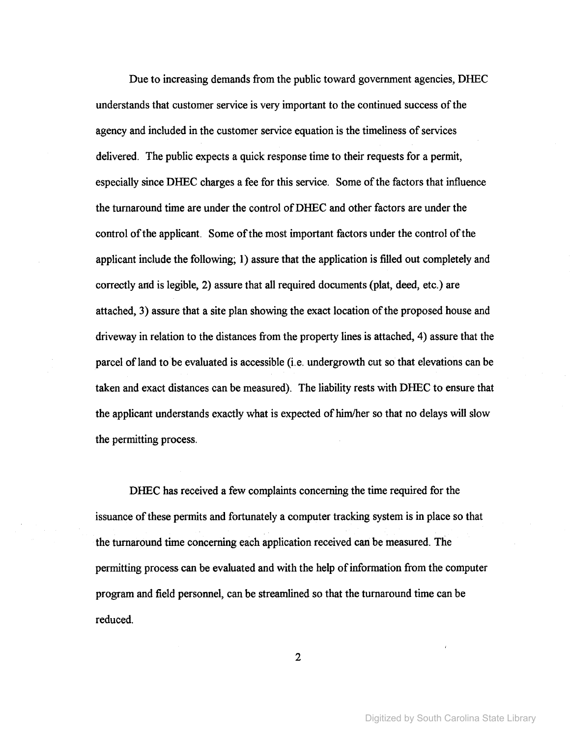Due to increasing demands from the public toward government agencies, DHEC understands that customer service is very important to the continued success of the agency and included in the customer service equation is the timeliness of services delivered. The public expects a quick response time to their requests for a permit, especially since DHEC charges a fee for this service. Some of the factors that influence the turnaround time are under the control of DHEC and other factors are under the control of the applicant. Some of the most important factors under the control of the applicant include the following; 1) assure that the application is filled out completely and correctly and is legible, 2) assure that all required documents (plat, deed, etc.) are attached, 3) assure that a site plan showing the exact location of the proposed house and driveway in relation to the distances from the property lines is attached, 4) assure that the parcel of land to be evaluated is accessible (i.e. undergrowth cut so that elevations can be taken and exact distances can be measured). The liability rests with DHEC to ensure that the applicant understands exactly what is expected of him/her so that no delays will slow the permitting process.

DHEC has received a few complaints concerning the time required for the issuance of these permits and fortunately a computer tracking system is in place so that the turnaround time concerning each application received can be measured. The permitting process can be evaluated and with the help of information from the computer program and field personnel, can be streamlined so that the turnaround time can be reduced.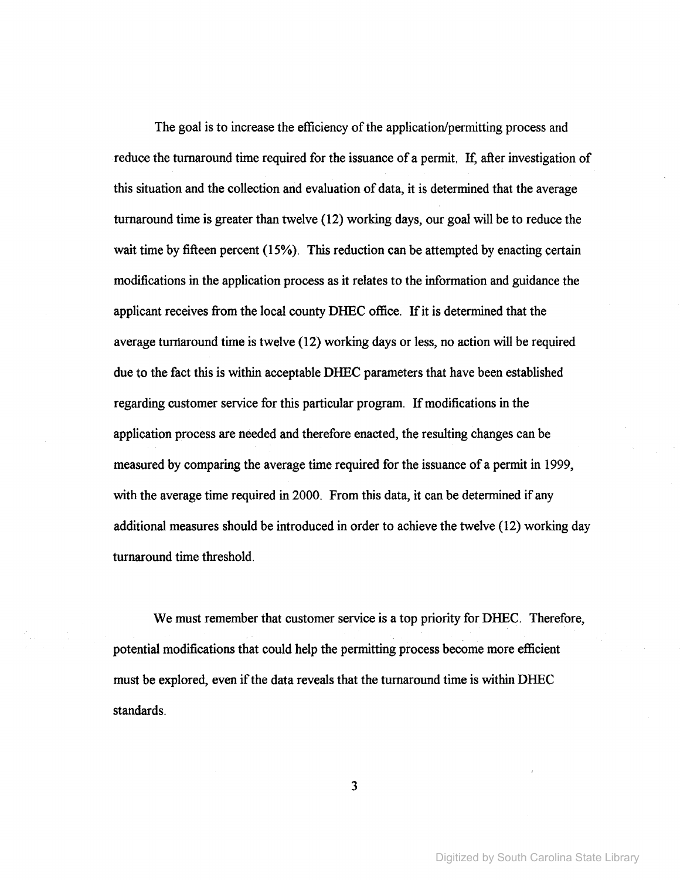The goal is to increase the efficiency of the application/permitting process and reduce the turnaround time required for the issuance of a permit. If, after investigation of this situation and the collection and evaluation of data, it is determined that the average turnaround time is greater than twelve (12) working days, our goal will be to reduce the wait time by fifteen percent (15%). This reduction can be attempted by enacting certain modifications in the application process as it relates to the information and guidance the applicant receives from the local county DHEC office. If it is determined that the average turnaround time is twelve (12) working days or less, no action will be required due to the fact this is within acceptable DHEC parameters that have been established regarding customer service for this particular program. If modifications in the application process are needed and therefore enacted, the resulting changes can be measured by comparing the average time required for the issuance of a permit in 1999, with the average time required in 2000. From this data, it can be determined if any additional measures should be introduced in order to achieve the twelve (12) working day turnaround time threshold.

We must remember that customer service is a top priority for DHEC. Therefore, potential modifications that could help the permitting process become more efficient must be explored, even if the data reveals that the turnaround time is within DHEC standards.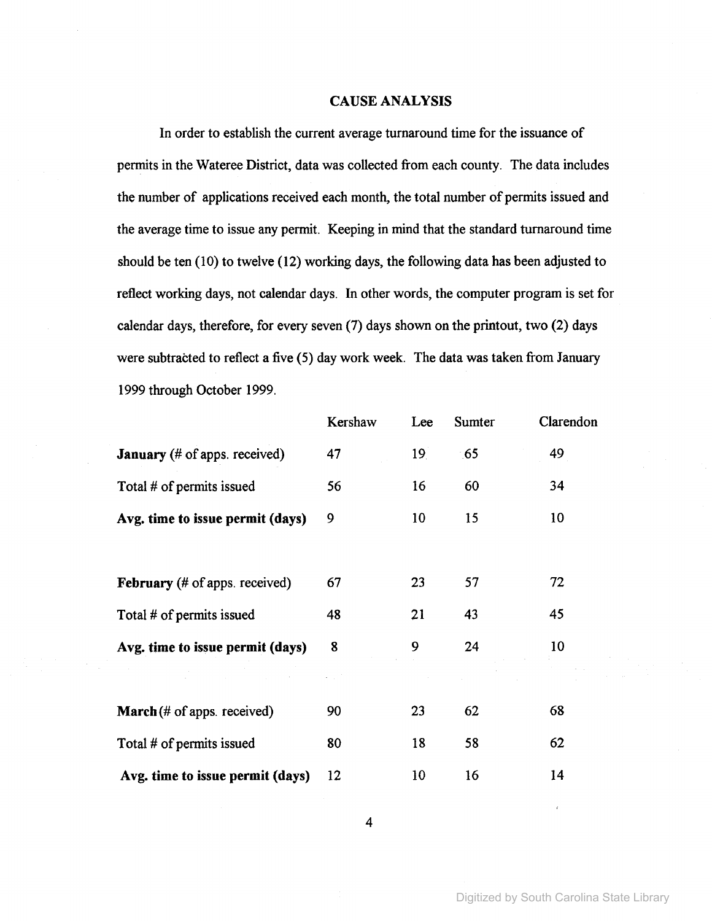## CAUSE ANALYSIS

In order to establish the current average turnaround time for the issuance of permits in the Wateree District, data was collected from each county. The data includes the number of applications received each month, the total number of permits issued and the average time to issue any permit. Keeping in mind that the standard turnaround time should be ten (10) to twelve (12) working days, the following data has been adjusted to reflect working days, not calendar days. In other words, the computer program is set for calendar days, therefore, for every seven (7) days shown on the printout, two (2) days were subtracted to reflect a five (5) day work week. The data was taken from January 1999 through October 1999.

| | Kershaw | Lee | Sumter | Clarendon |
|---|---|---|---|---|
| **January** (# of apps. received) | 47 | 19 | 65 | 49 |
| Total # of permits issued | 56 | 16 | 60 | 34 |
| **Avg. time to issue permit (days)** | 9 | 10 | 15 | 10 |
| | | | | |
| **February** (# of apps. received) | 67 | 23 | 57 | 72 |
| Total # of permits issued | 48 | 21 | 43 | 45 |
| **Avg. time to issue permit (days)** | 8 | 9 | 24 | 10 |
| | | | | |
| **March** (# of apps. received) | 90 | 23 | 62 | 68 |
| Total # of permits issued | 80 | 18 | 58 | 62 |
| **Avg. time to issue permit (days)** | 12 | 10 | 16 | 14 |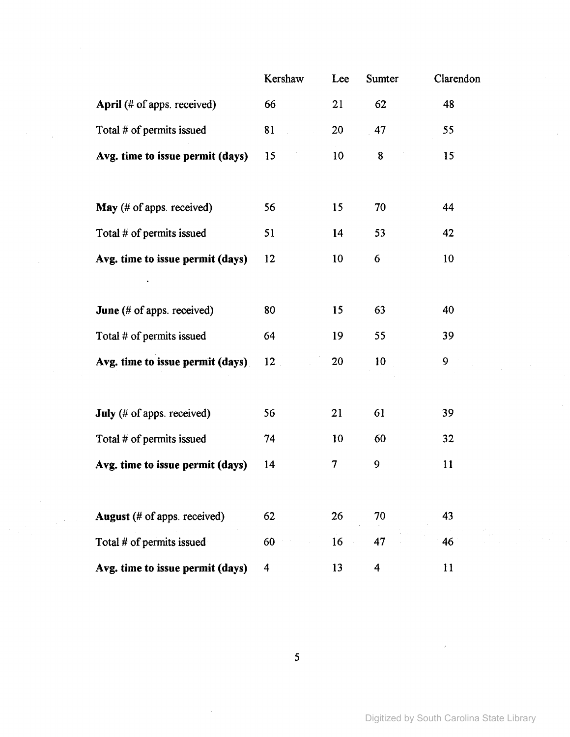| | Kershaw | Lee | Sumter | Clarendon |
|---|---|---|---|---|
| **April** (# of apps. received) | 66 | 21 | 62 | 48 |
| Total # of permits issued | 81 | 20 | 47 | 55 |
| **Avg. time to issue permit (days)** | 15 | 10 | 8 | 15 |
| | | | | |
| **May** (# of apps. received) | 56 | 15 | 70 | 44 |
| Total # of permits issued | 51 | 14 | 53 | 42 |
| **Avg. time to issue permit (days)** | 12 | 10 | 6 | 10 |
| | | | | |
| **June** (# of apps. received) | 80 | 15 | 63 | 40 |
| Total # of permits issued | 64 | 19 | 55 | 39 |
| **Avg. time to issue permit (days)** | 12 | 20 | 10 | 9 |
| | | | | |
| **July** (# of apps. received) | 56 | 21 | 61 | 39 |
| Total # of permits issued | 74 | 10 | 60 | 32 |
| **Avg. time to issue permit (days)** | 14 | 7 | 9 | 11 |
| | | | | |
| **August** (# of apps. received) | 62 | 26 | 70 | 43 |
| Total # of permits issued | 60 | 16 | 47 | 46 |
| **Avg. time to issue permit (days)** | 4 | 13 | 4 | 11 |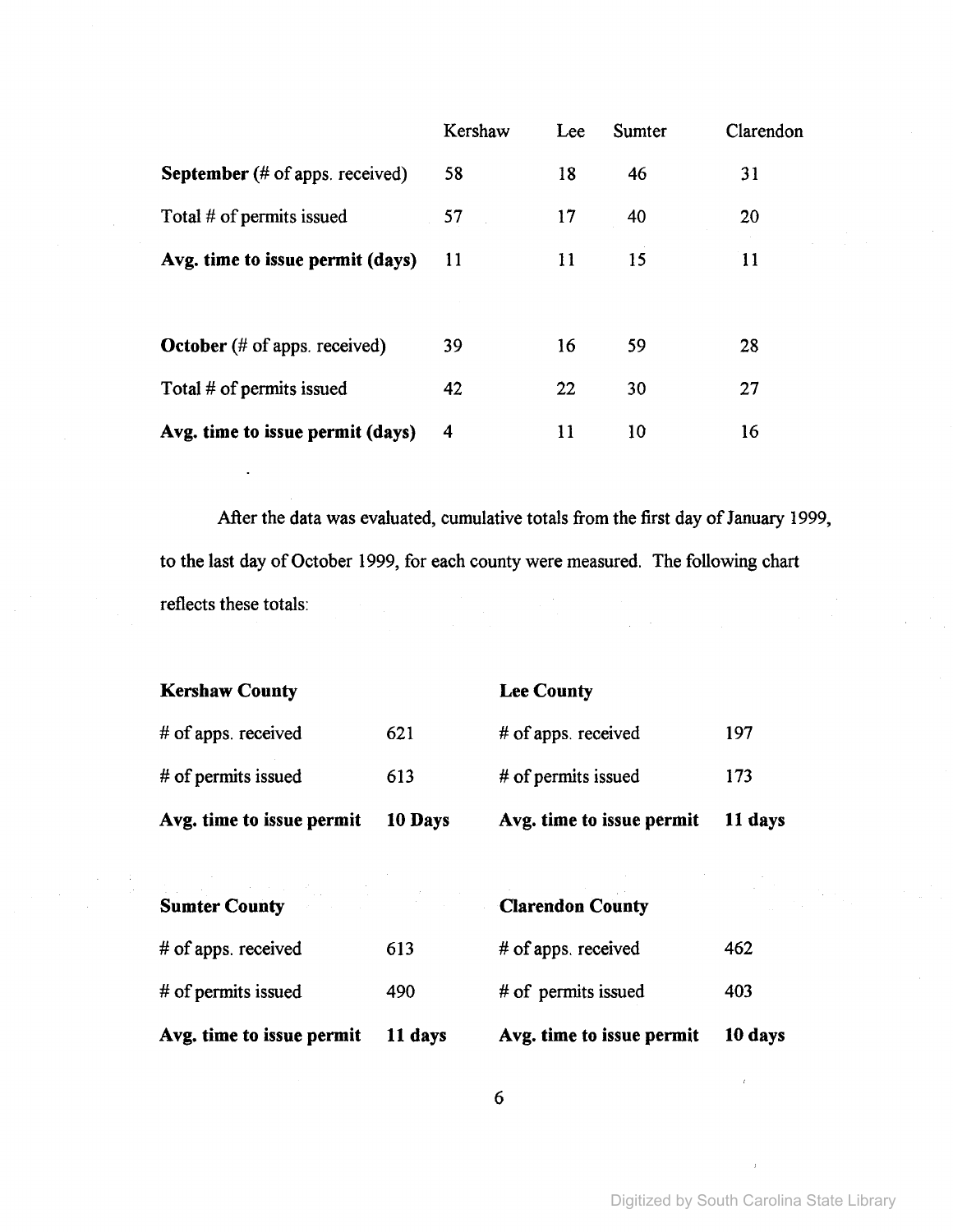| | Kershaw | Lee | Sumter | Clarendon |
|---|---|---|---|---|
| **September** (# of apps. received) | 58 | 18 | 46 | 31 |
| Total # of permits issued | 57 | 17 | 40 | 20 |
| **Avg. time to issue permit (days)** | 11 | 11 | 15 | 11 |
| | | | | |
| **October** (# of apps. received) | 39 | 16 | 59 | 28 |
| Total # of permits issued | 42 | 22 | 30 | 27 |
| **Avg. time to issue permit (days)** | 4 | 11 | 10 | 16 |

After the data was evaluated, cumulative totals from the first day of January 1999, to the last day of October 1999, for each county were measured. The following chart reflects these totals:

| **Kershaw County** | | **Lee County** | |
|---|---|---|---|
| # of apps. received | 621 | # of apps. received | 197 |
| # of permits issued | 613 | # of permits issued | 173 |
| **Avg. time to issue permit** | **10 Days** | **Avg. time to issue permit** | **11 days** |

| **Sumter County** | | **Clarendon County** | |
|---|---|---|---|
| # of apps. received | 613 | # of apps. received | 462 |
| # of permits issued | 490 | # of permits issued | 403 |
| **Avg. time to issue permit** | **11 days** | **Avg. time to issue permit** | **10 days** |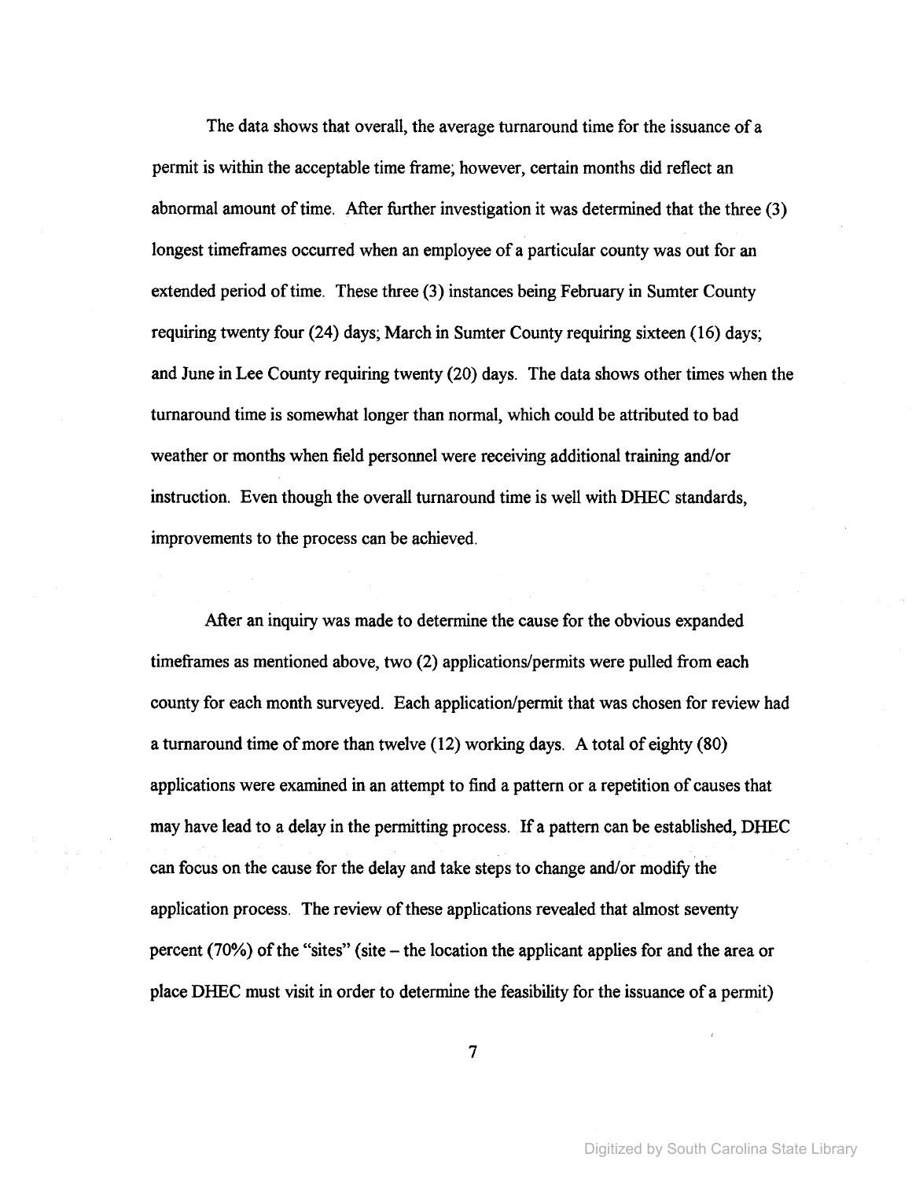The data shows that overall, the average turnaround time for the issuance of a permit is within the acceptable time frame; however, certain months did reflect an abnormal amount of time. After further investigation it was determined that the three (3) longest timeframes occurred when an employee of a particular county was out for an extended period of time. These three (3) instances being February in Sumter County requiring twenty four (24) days; March in Sumter County requiring sixteen (16) days; and June in Lee County requiring twenty (20) days. The data shows other times when the turnaround time is somewhat longer than normal, which could be attributed to bad weather or months when field personnel were receiving additional training and/or instruction. Even though the overall turnaround time is well with DHEC standards, improvements to the process can be achieved.

After an inquiry was made to determine the cause for the obvious expanded timeframes as mentioned above, two (2) applications/permits were pulled from each county for each month surveyed. Each application/permit that was chosen for review had a turnaround time of more than twelve (12) working days. A total of eighty (80) applications were examined in an attempt to find a pattern or a repetition of causes that may have lead to a delay in the permitting process. If a pattern can be established, DHEC can focus on the cause for the delay and take steps to change and/or modify the application process. The review of these applications revealed that almost seventy percent (70%) of the "sites" (site – the location the applicant applies for and the area or place DHEC must visit in order to determine the feasibility for the issuance of a permit)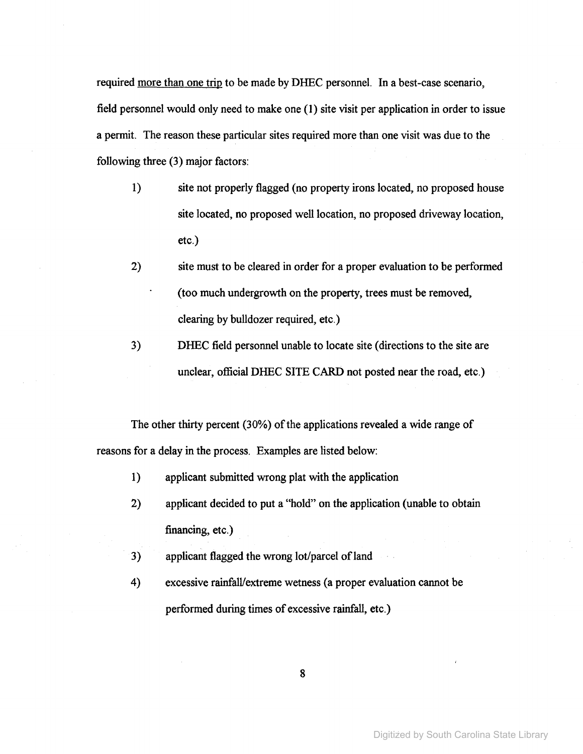required more than one trip to be made by DHEC personnel. In a best-case scenario, field personnel would only need to make one (1) site visit per application in order to issue a permit. The reason these particular sites required more than one visit was due to the following three (3) major factors:

1) site not properly flagged (no property irons located, no proposed house site located, no proposed well location, no proposed driveway location, etc.)

2) site must to be cleared in order for a proper evaluation to be performed (too much undergrowth on the property, trees must be removed, clearing by bulldozer required, etc.)

3) DHEC field personnel unable to locate site (directions to the site are unclear, official DHEC SITE CARD not posted near the road, etc.)

The other thirty percent (30%) of the applications revealed a wide range of reasons for a delay in the process. Examples are listed below:

1) applicant submitted wrong plat with the application

2) applicant decided to put a "hold" on the application (unable to obtain financing, etc.)

3) applicant flagged the wrong lot/parcel of land

4) excessive rainfall/extreme wetness (a proper evaluation cannot be performed during times of excessive rainfall, etc.)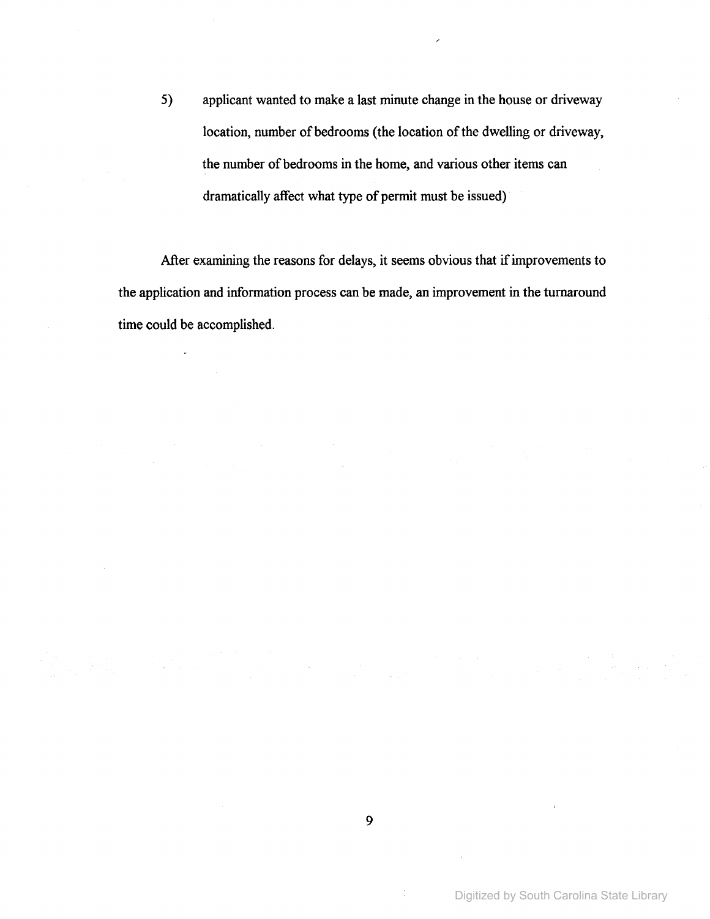5) applicant wanted to make a last minute change in the house or driveway location, number of bedrooms (the location of the dwelling or driveway, the number of bedrooms in the home, and various other items can dramatically affect what type of permit must be issued)

After examining the reasons for delays, it seems obvious that if improvements to the application and information process can be made, an improvement in the turnaround time could be accomplished.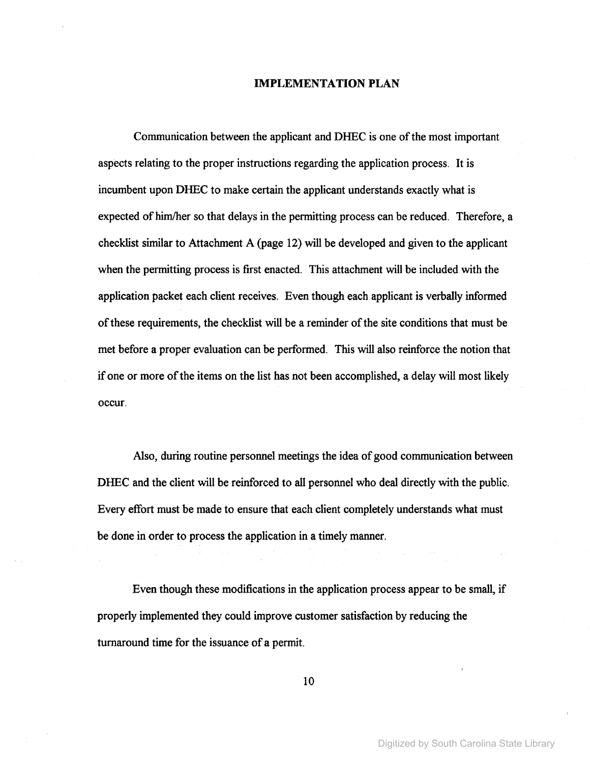## IMPLEMENTATION PLAN

Communication between the applicant and DHEC is one of the most important aspects relating to the proper instructions regarding the application process. It is incumbent upon DHEC to make certain the applicant understands exactly what is expected of him/her so that delays in the permitting process can be reduced. Therefore, a checklist similar to Attachment A (page 12) will be developed and given to the applicant when the permitting process is first enacted. This attachment will be included with the application packet each client receives. Even though each applicant is verbally informed of these requirements, the checklist will be a reminder of the site conditions that must be met before a proper evaluation can be performed. This will also reinforce the notion that if one or more of the items on the list has not been accomplished, a delay will most likely occur.

Also, during routine personnel meetings the idea of good communication between DHEC and the client will be reinforced to all personnel who deal directly with the public. Every effort must be made to ensure that each client completely understands what must be done in order to process the application in a timely manner.

Even though these modifications in the application process appear to be small, if properly implemented they could improve customer satisfaction by reducing the turnaround time for the issuance of a permit.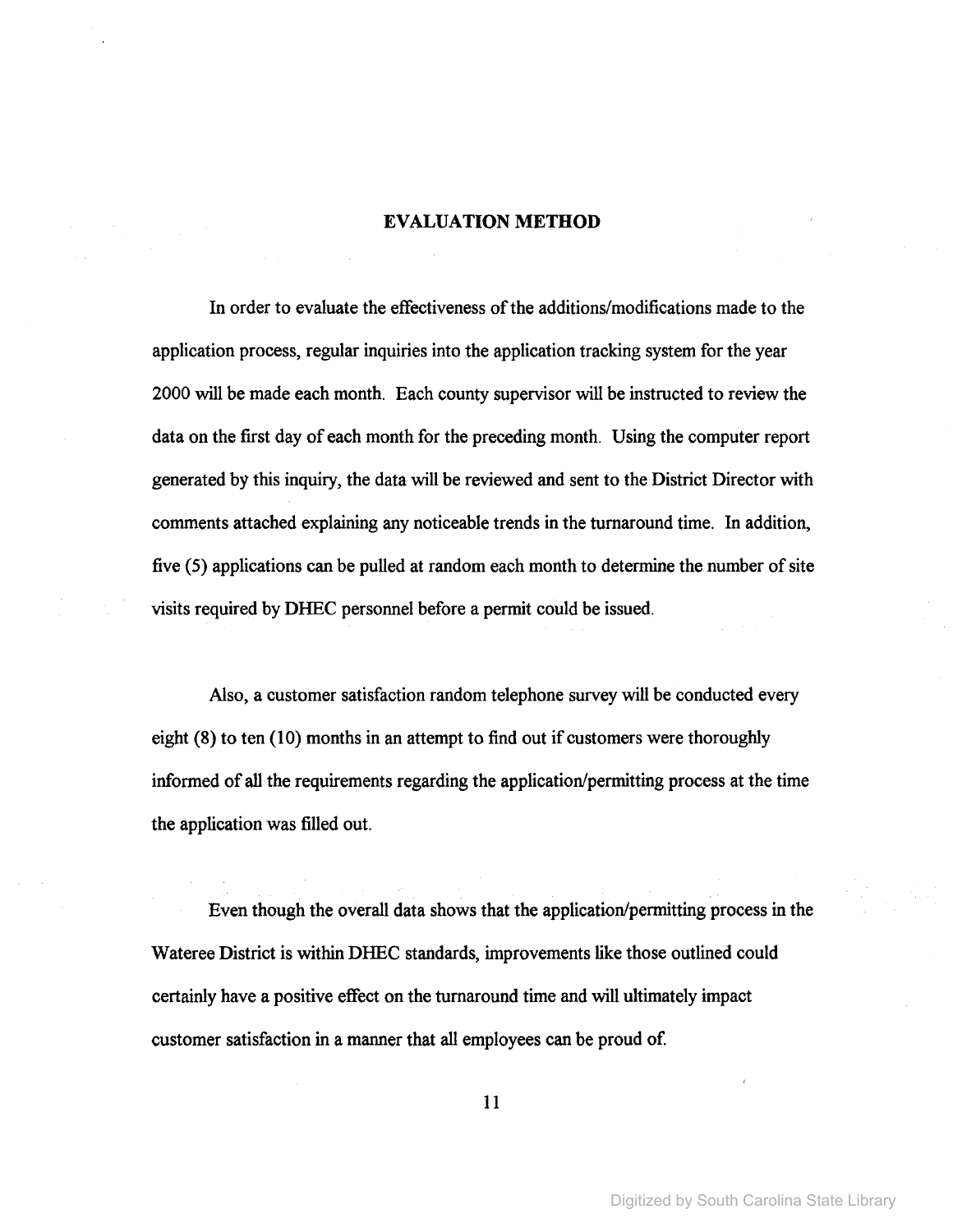## EVALUATION METHOD

In order to evaluate the effectiveness of the additions/modifications made to the application process, regular inquiries into the application tracking system for the year 2000 will be made each month. Each county supervisor will be instructed to review the data on the first day of each month for the preceding month. Using the computer report generated by this inquiry, the data will be reviewed and sent to the District Director with comments attached explaining any noticeable trends in the turnaround time. In addition, five (5) applications can be pulled at random each month to determine the number of site visits required by DHEC personnel before a permit could be issued.

Also, a customer satisfaction random telephone survey will be conducted every eight (8) to ten (10) months in an attempt to find out if customers were thoroughly informed of all the requirements regarding the application/permitting process at the time the application was filled out.

Even though the overall data shows that the application/permitting process in the Wateree District is within DHEC standards, improvements like those outlined could certainly have a positive effect on the turnaround time and will ultimately impact customer satisfaction in a manner that all employees can be proud of.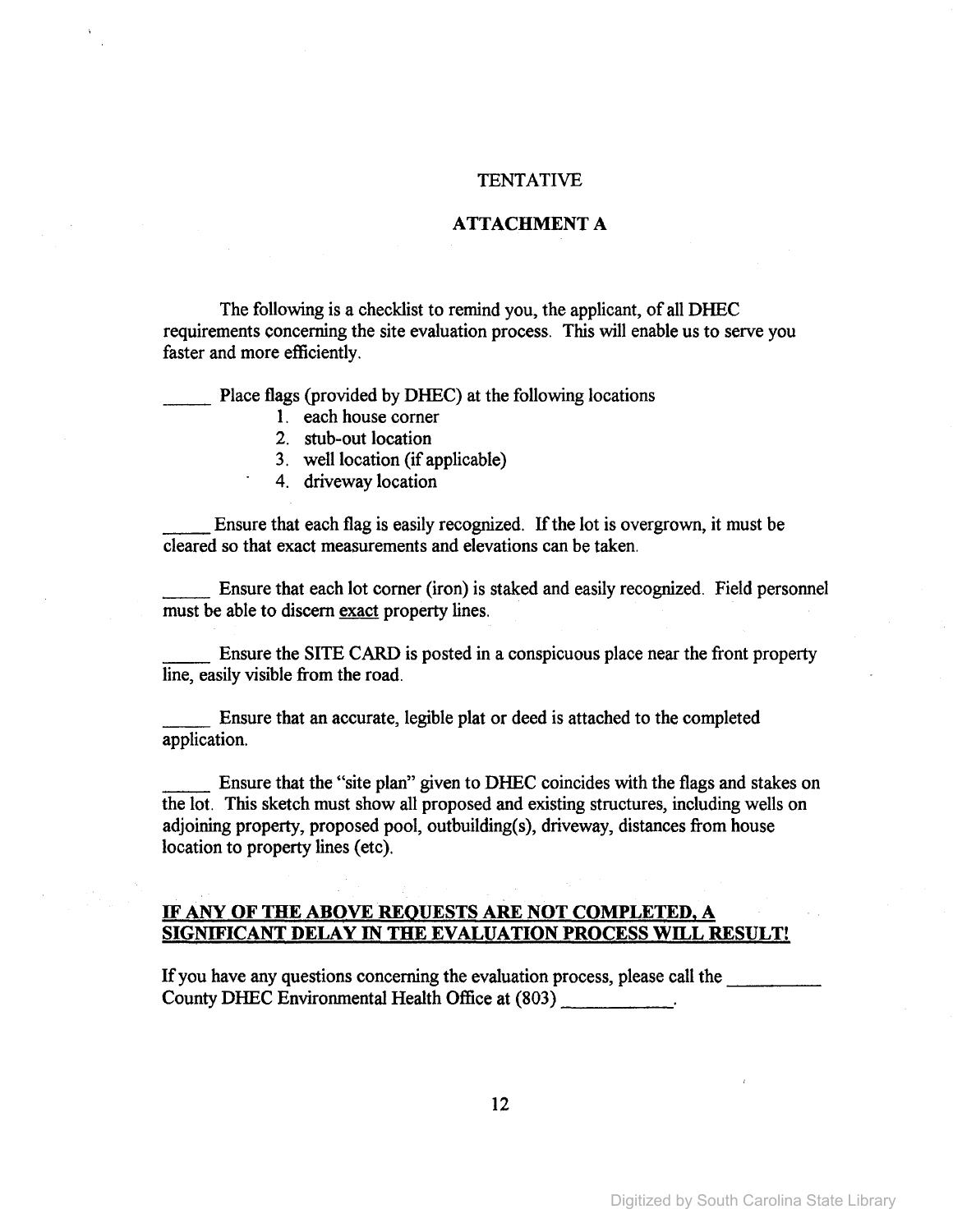TENTATIVE

## ATTACHMENT A

The following is a checklist to remind you, the applicant, of all DHEC requirements concerning the site evaluation process. This will enable us to serve you faster and more efficiently.

_____ Place flags (provided by DHEC) at the following locations

1. each house corner
2. stub-out location
3. well location (if applicable)
4. driveway location

_____ Ensure that each flag is easily recognized. If the lot is overgrown, it must be cleared so that exact measurements and elevations can be taken.

_____ Ensure that each lot corner (iron) is staked and easily recognized. Field personnel must be able to discern exact property lines.

_____ Ensure the SITE CARD is posted in a conspicuous place near the front property line, easily visible from the road.

_____ Ensure that an accurate, legible plat or deed is attached to the completed application.

_____ Ensure that the "site plan" given to DHEC coincides with the flags and stakes on the lot. This sketch must show all proposed and existing structures, including wells on adjoining property, proposed pool, outbuilding(s), driveway, distances from house location to property lines (etc).

**IF ANY OF THE ABOVE REQUESTS ARE NOT COMPLETED, A SIGNIFICANT DELAY IN THE EVALUATION PROCESS WILL RESULT!**

If you have any questions concerning the evaluation process, please call the __________ County DHEC Environmental Health Office at (803) ____________.